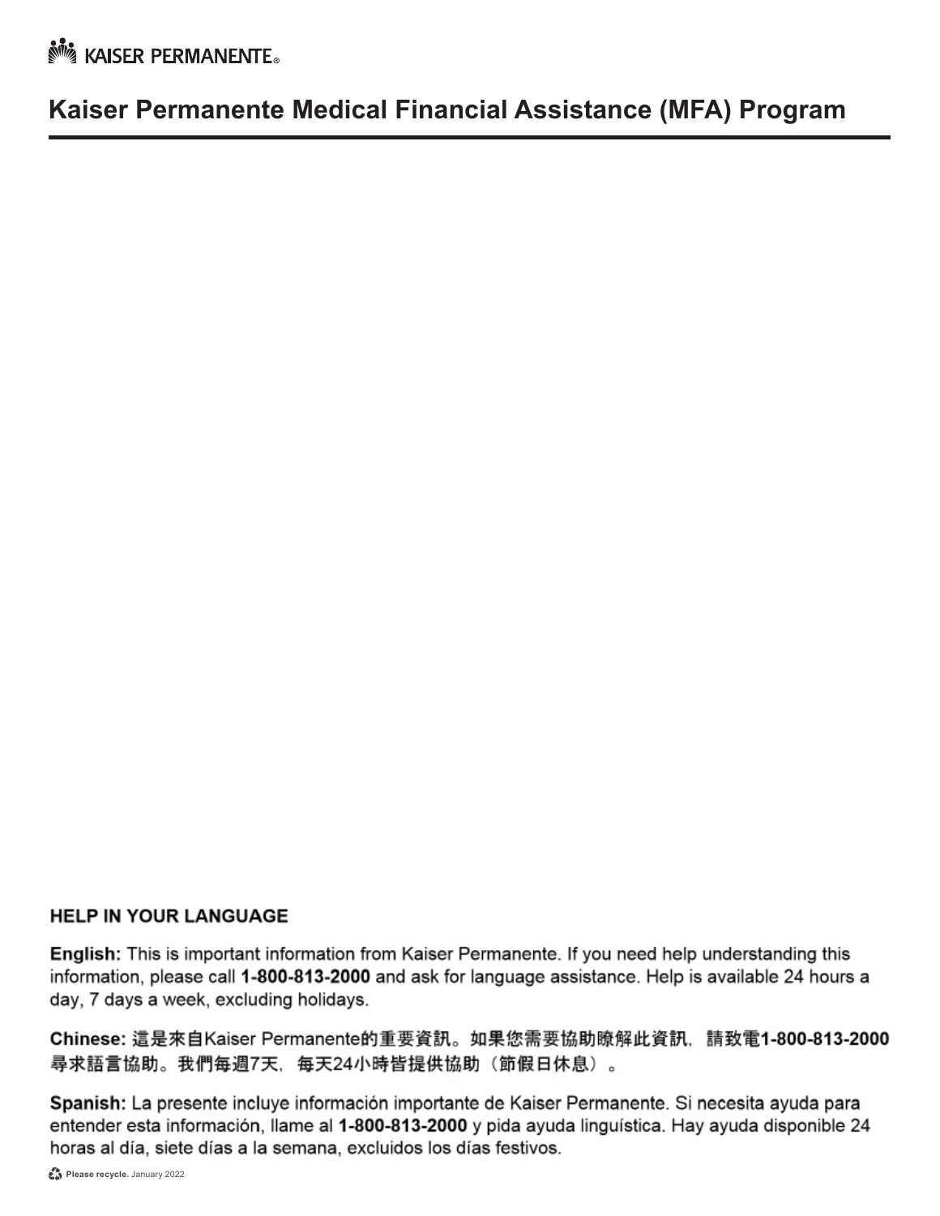KAISER PERMANENTE

# Kaiser Permanente Medical Financial Assistance (MFA) Program

## HELP IN YOUR LANGUAGE

**English:** This is important information from Kaiser Permanente. If you need help understanding this information, please call **1-800-813-2000** and ask for language assistance. Help is available 24 hours a day, 7 days a week, excluding holidays.

**Chinese:** 這是來自Kaiser Permanente的重要資訊。如果您需要協助瞭解此資訊，請致電**1-800-813-2000**尋求語言協助。我們每週7天，每天24小時皆提供協助（節假日休息）。

**Spanish:** La presente incluye información importante de Kaiser Permanente. Si necesita ayuda para entender esta información, llame al **1-800-813-2000** y pida ayuda lingüística. Hay ayuda disponible 24 horas al día, siete días a la semana, excluidos los días festivos.

**Please recycle.** January 2022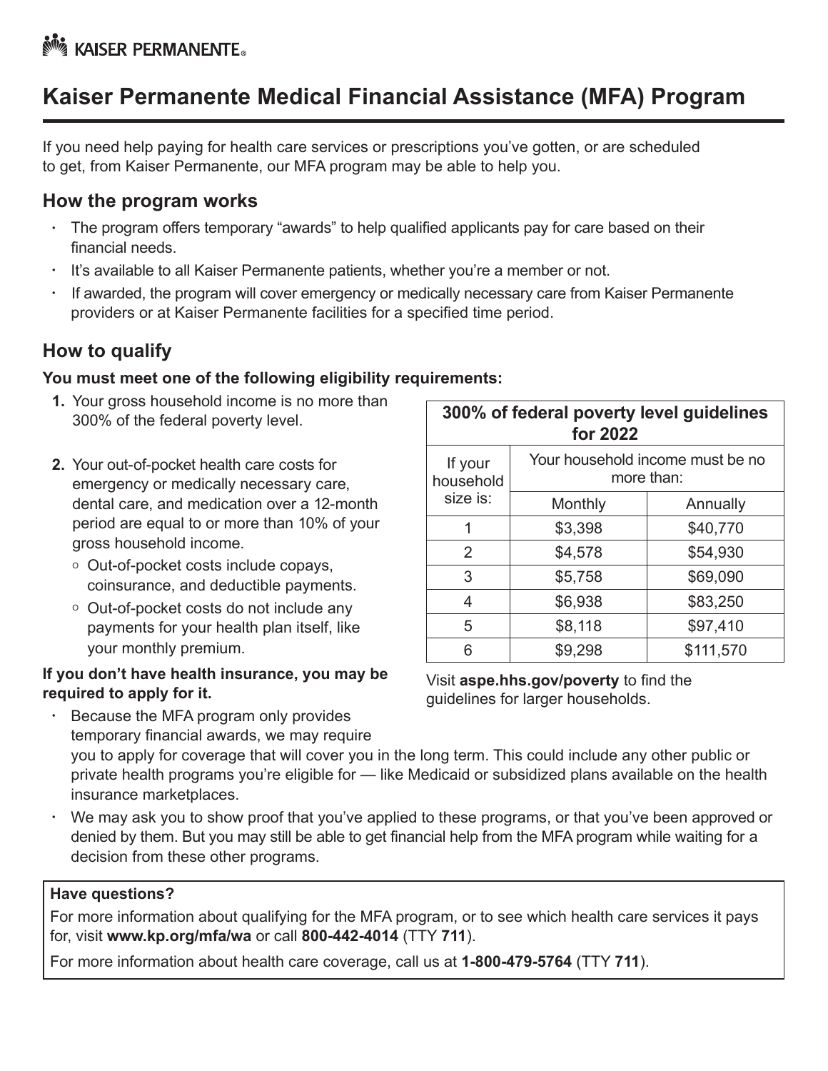# Kaiser Permanente Medical Financial Assistance (MFA) Program

If you need help paying for health care services or prescriptions you've gotten, or are scheduled to get, from Kaiser Permanente, our MFA program may be able to help you.

## How the program works

- The program offers temporary "awards" to help qualified applicants pay for care based on their financial needs.
- It's available to all Kaiser Permanente patients, whether you're a member or not.
- If awarded, the program will cover emergency or medically necessary care from Kaiser Permanente providers or at Kaiser Permanente facilities for a specified time period.

## How to qualify

**You must meet one of the following eligibility requirements:**

1. Your gross household income is no more than 300% of the federal poverty level.
2. Your out-of-pocket health care costs for emergency or medically necessary care, dental care, and medication over a 12-month period are equal to or more than 10% of your gross household income.
   - Out-of-pocket costs include copays, coinsurance, and deductible payments.
   - Out-of-pocket costs do not include any payments for your health plan itself, like your monthly premium.

| **300% of federal poverty level guidelines for 2022** | | |
|---|---|---|
| If your household size is: | Your household income must be no more than: | |
| | Monthly | Annually |
| 1 | $3,398 | $40,770 |
| 2 | $4,578 | $54,930 |
| 3 | $5,758 | $69,090 |
| 4 | $6,938 | $83,250 |
| 5 | $8,118 | $97,410 |
| 6 | $9,298 | $111,570 |

Visit **aspe.hhs.gov/poverty** to find the guidelines for larger households.

**If you don't have health insurance, you may be required to apply for it.**

- Because the MFA program only provides temporary financial awards, we may require you to apply for coverage that will cover you in the long term. This could include any other public or private health programs you're eligible for — like Medicaid or subsidized plans available on the health insurance marketplaces.
- We may ask you to show proof that you've applied to these programs, or that you've been approved or denied by them. But you may still be able to get financial help from the MFA program while waiting for a decision from these other programs.

**Have questions?**

For more information about qualifying for the MFA program, or to see which health care services it pays for, visit **www.kp.org/mfa/wa** or call **800-442-4014** (TTY **711**).

For more information about health care coverage, call us at **1-800-479-5764** (TTY **711**).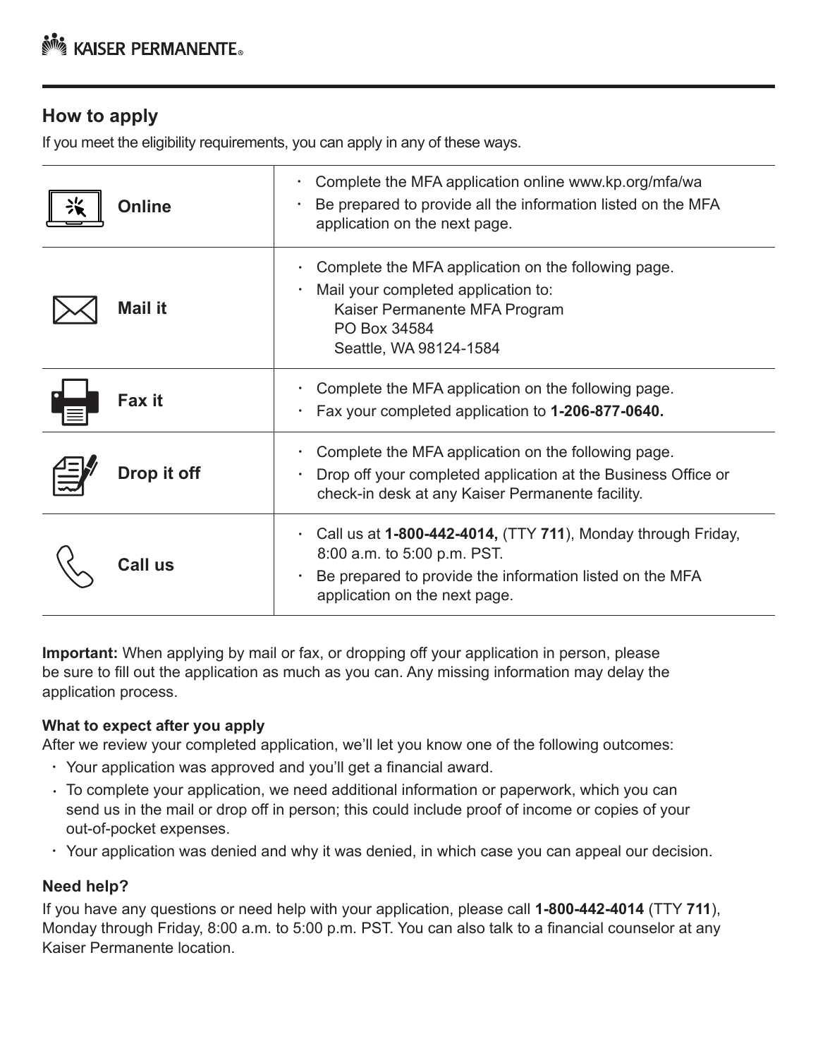## How to apply

If you meet the eligibility requirements, you can apply in any of these ways.

| Method | Instructions |
|---|---|
| **Online** | • Complete the MFA application online www.kp.org/mfa/wa<br>• Be prepared to provide all the information listed on the MFA application on the next page. |
| **Mail it** | • Complete the MFA application on the following page.<br>• Mail your completed application to:<br>Kaiser Permanente MFA Program<br>PO Box 34584<br>Seattle, WA 98124-1584 |
| **Fax it** | • Complete the MFA application on the following page.<br>• Fax your completed application to **1-206-877-0640.** |
| **Drop it off** | • Complete the MFA application on the following page.<br>• Drop off your completed application at the Business Office or check-in desk at any Kaiser Permanente facility. |
| **Call us** | • Call us at **1-800-442-4014,** (TTY **711**), Monday through Friday, 8:00 a.m. to 5:00 p.m. PST.<br>• Be prepared to provide the information listed on the MFA application on the next page. |

**Important:** When applying by mail or fax, or dropping off your application in person, please be sure to fill out the application as much as you can. Any missing information may delay the application process.

**What to expect after you apply**

After we review your completed application, we'll let you know one of the following outcomes:

- Your application was approved and you'll get a financial award.
- To complete your application, we need additional information or paperwork, which you can send us in the mail or drop off in person; this could include proof of income or copies of your out-of-pocket expenses.
- Your application was denied and why it was denied, in which case you can appeal our decision.

### Need help?

If you have any questions or need help with your application, please call **1-800-442-4014** (TTY **711**), Monday through Friday, 8:00 a.m. to 5:00 p.m. PST. You can also talk to a financial counselor at any Kaiser Permanente location.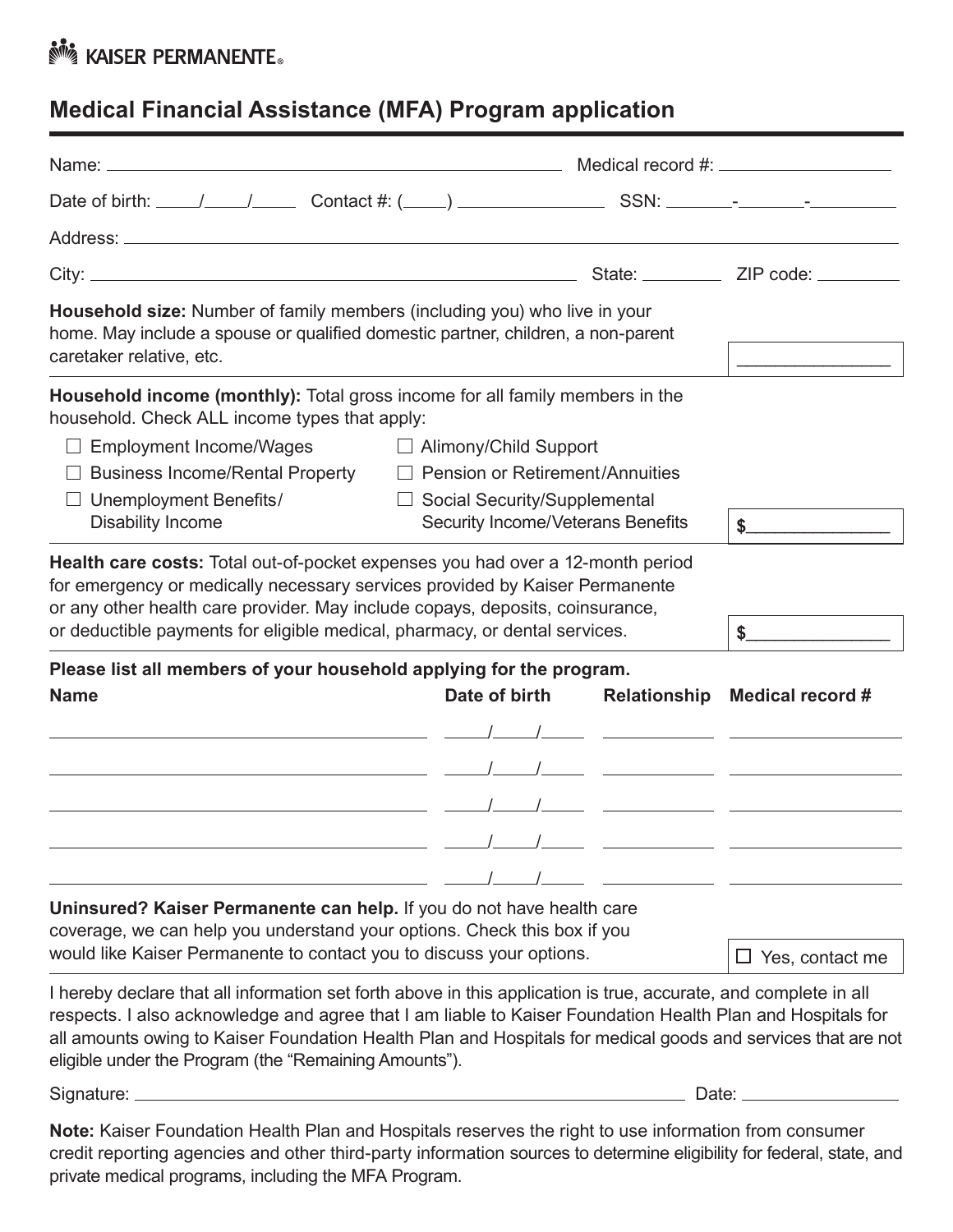KAISER PERMANENTE®

# Medical Financial Assistance (MFA) Program application

Name: ______________________________ Medical record #: ______________

Date of birth: ____/____/____ Contact #: (____) ____________ SSN: ______-______-______

Address: ____________________________________________

City: ______________________________ State: ________ ZIP code: ________

**Household size:** Number of family members (including you) who live in your home. May include a spouse or qualified domestic partner, children, a non-parent caretaker relative, etc. ______________

**Household income (monthly):** Total gross income for all family members in the household. Check ALL income types that apply:

- ☐ Employment Income/Wages
- ☐ Business Income/Rental Property
- ☐ Unemployment Benefits/Disability Income
- ☐ Alimony/Child Support
- ☐ Pension or Retirement/Annuities
- ☐ Social Security/Supplemental Security Income/Veterans Benefits

**$**______________

**Health care costs:** Total out-of-pocket expenses you had over a 12-month period for emergency or medically necessary services provided by Kaiser Permanente or any other health care provider. May include copays, deposits, coinsurance, or deductible payments for eligible medical, pharmacy, or dental services. **$**______________

**Please list all members of your household applying for the program.**

| Name | Date of birth | Relationship | Medical record # |
|---|---|---|---|
| | / / | | |
| | / / | | |
| | / / | | |
| | / / | | |
| | / / | | |

**Uninsured? Kaiser Permanente can help.** If you do not have health care coverage, we can help you understand your options. Check this box if you would like Kaiser Permanente to contact you to discuss your options. ☐ Yes, contact me

I hereby declare that all information set forth above in this application is true, accurate, and complete in all respects. I also acknowledge and agree that I am liable to Kaiser Foundation Health Plan and Hospitals for all amounts owing to Kaiser Foundation Health Plan and Hospitals for medical goods and services that are not eligible under the Program (the "Remaining Amounts").

Signature: ______________________________ Date: ______________

**Note:** Kaiser Foundation Health Plan and Hospitals reserves the right to use information from consumer credit reporting agencies and other third-party information sources to determine eligibility for federal, state, and private medical programs, including the MFA Program.